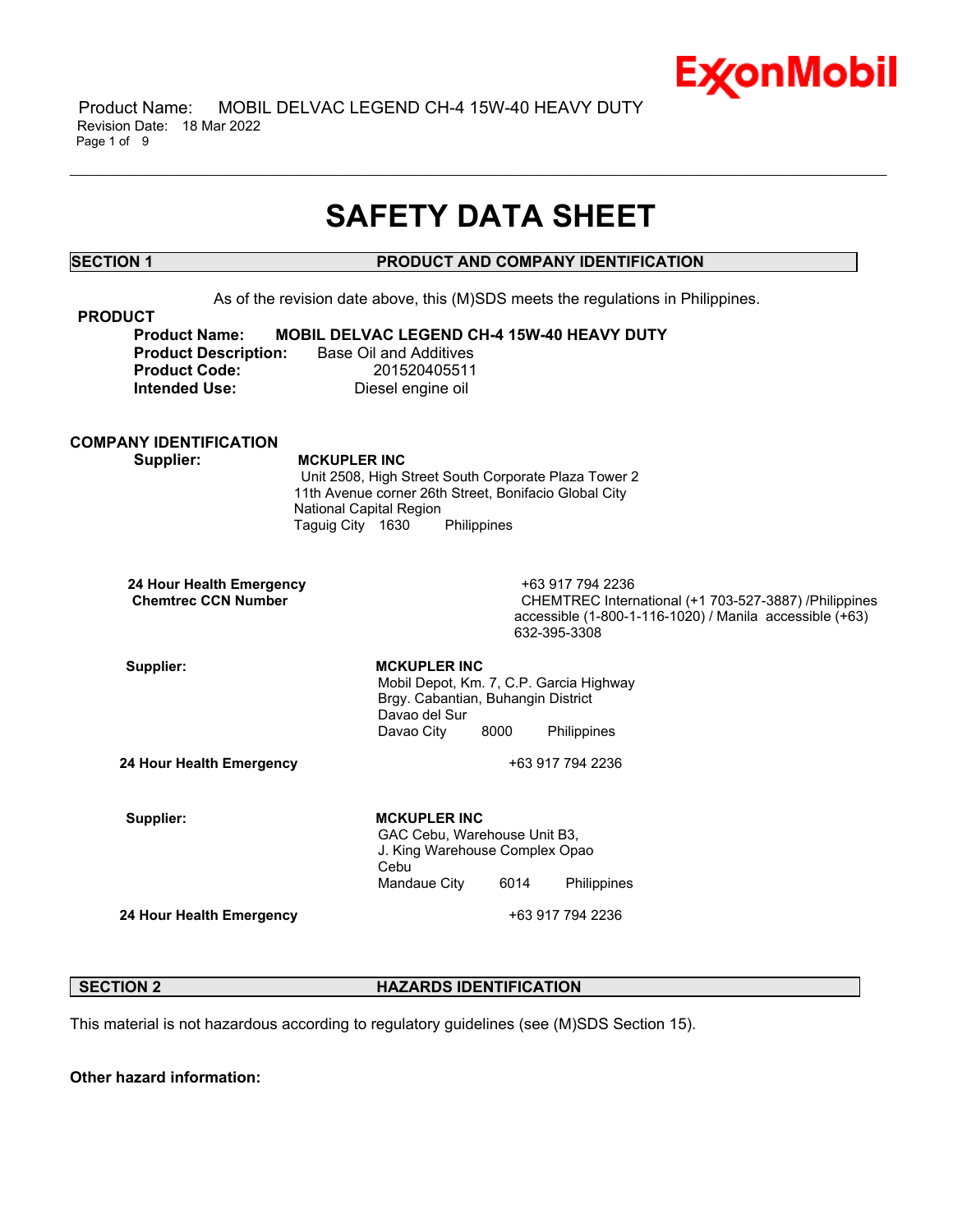# SAFETY DATA SHEET

## SECTION 1 PRODUCT AND COMPANY IDENTIFICATION

As of the revision date above, this (M)SDS meets the regulations in Philippines.

**PRODUCT**

**Product Name:** **MOBIL DELVAC LEGEND CH-4 15W-40 HEAVY DUTY**
**Product Description:** Base Oil and Additives
**Product Code:** 201520405511
**Intended Use:** Diesel engine oil

**COMPANY IDENTIFICATION**

**Supplier:** **MCKUPLER INC**
Unit 2508, High Street South Corporate Plaza Tower 2
11th Avenue corner 26th Street, Bonifacio Global City
National Capital Region
Taguig City 1630 Philippines

**24 Hour Health Emergency** +63 917 794 2236
**Chemtrec CCN Number** CHEMTREC International (+1 703-527-3887) /Philippines accessible (1-800-1-116-1020) / Manila accessible (+63) 632-395-3308

**Supplier:** **MCKUPLER INC**
Mobil Depot, Km. 7, C.P. Garcia Highway
Brgy. Cabantian, Buhangin District
Davao del Sur
Davao City 8000 Philippines

**24 Hour Health Emergency** +63 917 794 2236

**Supplier:** **MCKUPLER INC**
GAC Cebu, Warehouse Unit B3,
J. King Warehouse Complex Opao
Cebu
Mandaue City 6014 Philippines

**24 Hour Health Emergency** +63 917 794 2236

## SECTION 2 HAZARDS IDENTIFICATION

This material is not hazardous according to regulatory guidelines (see (M)SDS Section 15).

**Other hazard information:**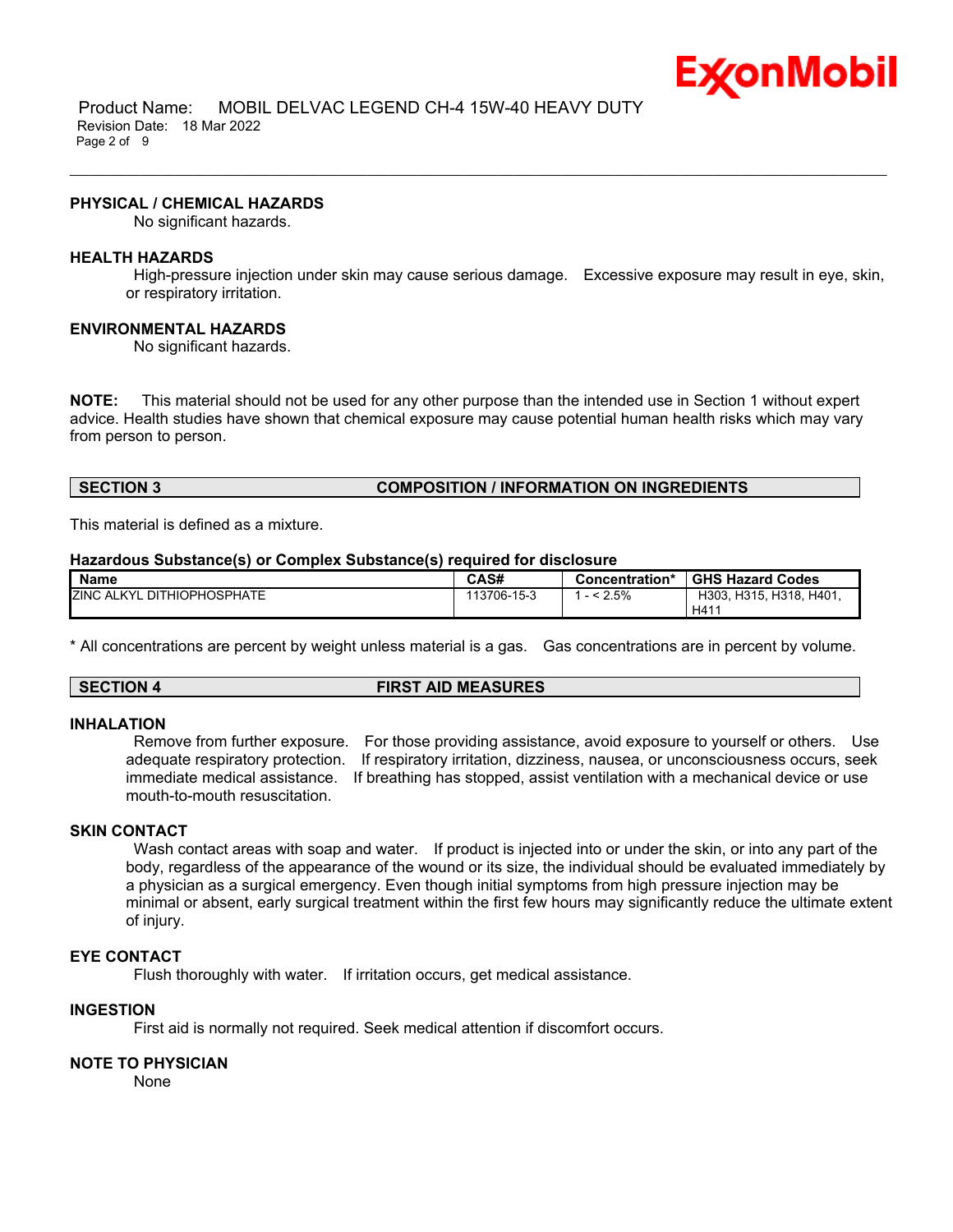### PHYSICAL / CHEMICAL HAZARDS

No significant hazards.

### HEALTH HAZARDS

High-pressure injection under skin may cause serious damage. Excessive exposure may result in eye, skin, or respiratory irritation.

### ENVIRONMENTAL HAZARDS

No significant hazards.

**NOTE:** This material should not be used for any other purpose than the intended use in Section 1 without expert advice. Health studies have shown that chemical exposure may cause potential human health risks which may vary from person to person.

## SECTION 3 COMPOSITION / INFORMATION ON INGREDIENTS

This material is defined as a mixture.

**Hazardous Substance(s) or Complex Substance(s) required for disclosure**

| Name | CAS# | Concentration* | GHS Hazard Codes |
|---|---|---|---|
| ZINC ALKYL DITHIOPHOSPHATE | 113706-15-3 | 1 - < 2.5% | H303, H315, H318, H401, H411 |

* All concentrations are percent by weight unless material is a gas. Gas concentrations are in percent by volume.

## SECTION 4 FIRST AID MEASURES

### INHALATION

Remove from further exposure. For those providing assistance, avoid exposure to yourself or others. Use adequate respiratory protection. If respiratory irritation, dizziness, nausea, or unconsciousness occurs, seek immediate medical assistance. If breathing has stopped, assist ventilation with a mechanical device or use mouth-to-mouth resuscitation.

### SKIN CONTACT

Wash contact areas with soap and water. If product is injected into or under the skin, or into any part of the body, regardless of the appearance of the wound or its size, the individual should be evaluated immediately by a physician as a surgical emergency. Even though initial symptoms from high pressure injection may be minimal or absent, early surgical treatment within the first few hours may significantly reduce the ultimate extent of injury.

### EYE CONTACT

Flush thoroughly with water. If irritation occurs, get medical assistance.

### INGESTION

First aid is normally not required. Seek medical attention if discomfort occurs.

### NOTE TO PHYSICIAN

None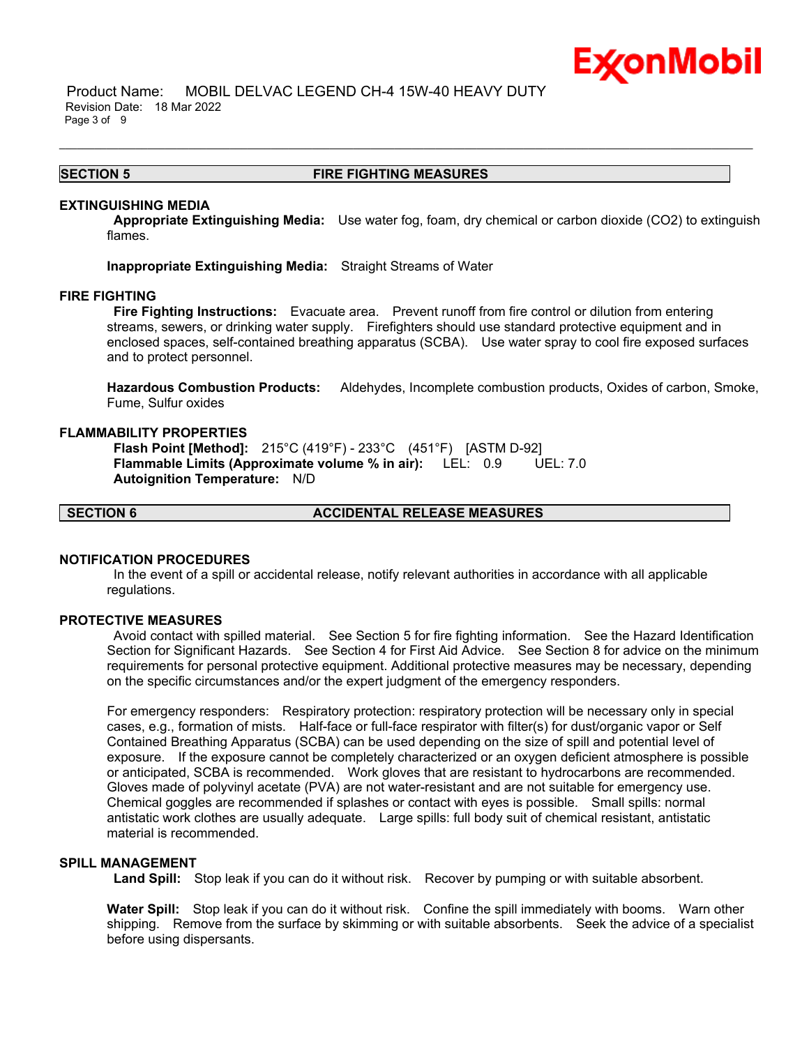## SECTION 5 FIRE FIGHTING MEASURES

### EXTINGUISHING MEDIA

**Appropriate Extinguishing Media:** Use water fog, foam, dry chemical or carbon dioxide ($CO_2$) to extinguish flames.

**Inappropriate Extinguishing Media:** Straight Streams of Water

### FIRE FIGHTING

**Fire Fighting Instructions:** Evacuate area. Prevent runoff from fire control or dilution from entering streams, sewers, or drinking water supply. Firefighters should use standard protective equipment and in enclosed spaces, self-contained breathing apparatus (SCBA). Use water spray to cool fire exposed surfaces and to protect personnel.

**Hazardous Combustion Products:** Aldehydes, Incomplete combustion products, Oxides of carbon, Smoke, Fume, Sulfur oxides

### FLAMMABILITY PROPERTIES

**Flash Point [Method]:** 215°C (419°F) - 233°C (451°F) [ASTM D-92]
**Flammable Limits (Approximate volume % in air):** LEL: 0.9 UEL: 7.0
**Autoignition Temperature:** N/D

## SECTION 6 ACCIDENTAL RELEASE MEASURES

### NOTIFICATION PROCEDURES

In the event of a spill or accidental release, notify relevant authorities in accordance with all applicable regulations.

### PROTECTIVE MEASURES

Avoid contact with spilled material. See Section 5 for fire fighting information. See the Hazard Identification Section for Significant Hazards. See Section 4 for First Aid Advice. See Section 8 for advice on the minimum requirements for personal protective equipment. Additional protective measures may be necessary, depending on the specific circumstances and/or the expert judgment of the emergency responders.

For emergency responders: Respiratory protection: respiratory protection will be necessary only in special cases, e.g., formation of mists. Half-face or full-face respirator with filter(s) for dust/organic vapor or Self Contained Breathing Apparatus (SCBA) can be used depending on the size of spill and potential level of exposure. If the exposure cannot be completely characterized or an oxygen deficient atmosphere is possible or anticipated, SCBA is recommended. Work gloves that are resistant to hydrocarbons are recommended. Gloves made of polyvinyl acetate (PVA) are not water-resistant and are not suitable for emergency use. Chemical goggles are recommended if splashes or contact with eyes is possible. Small spills: normal antistatic work clothes are usually adequate. Large spills: full body suit of chemical resistant, antistatic material is recommended.

### SPILL MANAGEMENT

**Land Spill:** Stop leak if you can do it without risk. Recover by pumping or with suitable absorbent.

**Water Spill:** Stop leak if you can do it without risk. Confine the spill immediately with booms. Warn other shipping. Remove from the surface by skimming or with suitable absorbents. Seek the advice of a specialist before using dispersants.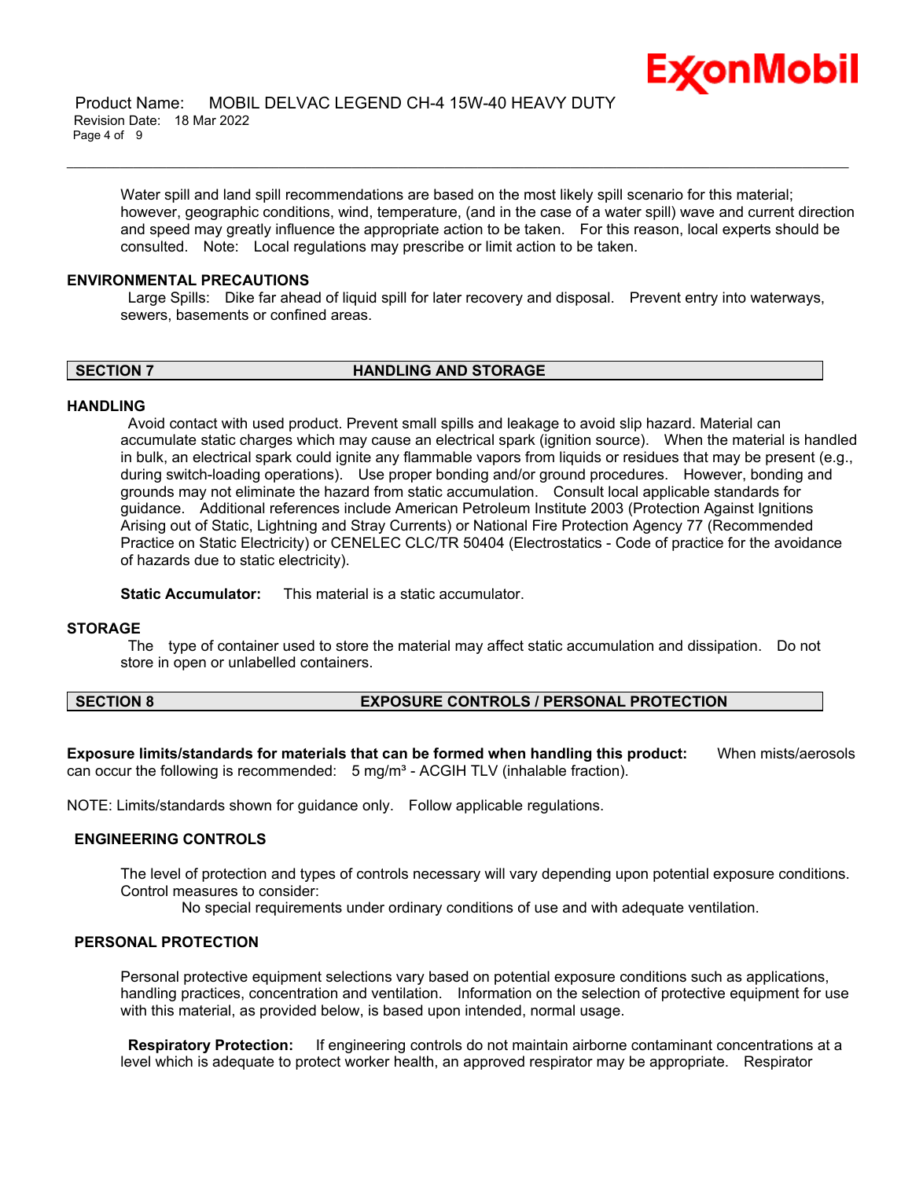Water spill and land spill recommendations are based on the most likely spill scenario for this material; however, geographic conditions, wind, temperature, (and in the case of a water spill) wave and current direction and speed may greatly influence the appropriate action to be taken. For this reason, local experts should be consulted. Note: Local regulations may prescribe or limit action to be taken.

### ENVIRONMENTAL PRECAUTIONS

Large Spills: Dike far ahead of liquid spill for later recovery and disposal. Prevent entry into waterways, sewers, basements or confined areas.

## SECTION 7 HANDLING AND STORAGE

### HANDLING

Avoid contact with used product. Prevent small spills and leakage to avoid slip hazard. Material can accumulate static charges which may cause an electrical spark (ignition source). When the material is handled in bulk, an electrical spark could ignite any flammable vapors from liquids or residues that may be present (e.g., during switch-loading operations). Use proper bonding and/or ground procedures. However, bonding and grounds may not eliminate the hazard from static accumulation. Consult local applicable standards for guidance. Additional references include American Petroleum Institute 2003 (Protection Against Ignitions Arising out of Static, Lightning and Stray Currents) or National Fire Protection Agency 77 (Recommended Practice on Static Electricity) or CENELEC CLC/TR 50404 (Electrostatics - Code of practice for the avoidance of hazards due to static electricity).

**Static Accumulator:** This material is a static accumulator.

### STORAGE

The type of container used to store the material may affect static accumulation and dissipation. Do not store in open or unlabelled containers.

## SECTION 8 EXPOSURE CONTROLS / PERSONAL PROTECTION

**Exposure limits/standards for materials that can be formed when handling this product:** When mists/aerosols can occur the following is recommended: 5 mg/m³ - ACGIH TLV (inhalable fraction).

NOTE: Limits/standards shown for guidance only. Follow applicable regulations.

### ENGINEERING CONTROLS

The level of protection and types of controls necessary will vary depending upon potential exposure conditions. Control measures to consider:

No special requirements under ordinary conditions of use and with adequate ventilation.

### PERSONAL PROTECTION

Personal protective equipment selections vary based on potential exposure conditions such as applications, handling practices, concentration and ventilation. Information on the selection of protective equipment for use with this material, as provided below, is based upon intended, normal usage.

**Respiratory Protection:** If engineering controls do not maintain airborne contaminant concentrations at a level which is adequate to protect worker health, an approved respirator may be appropriate. Respirator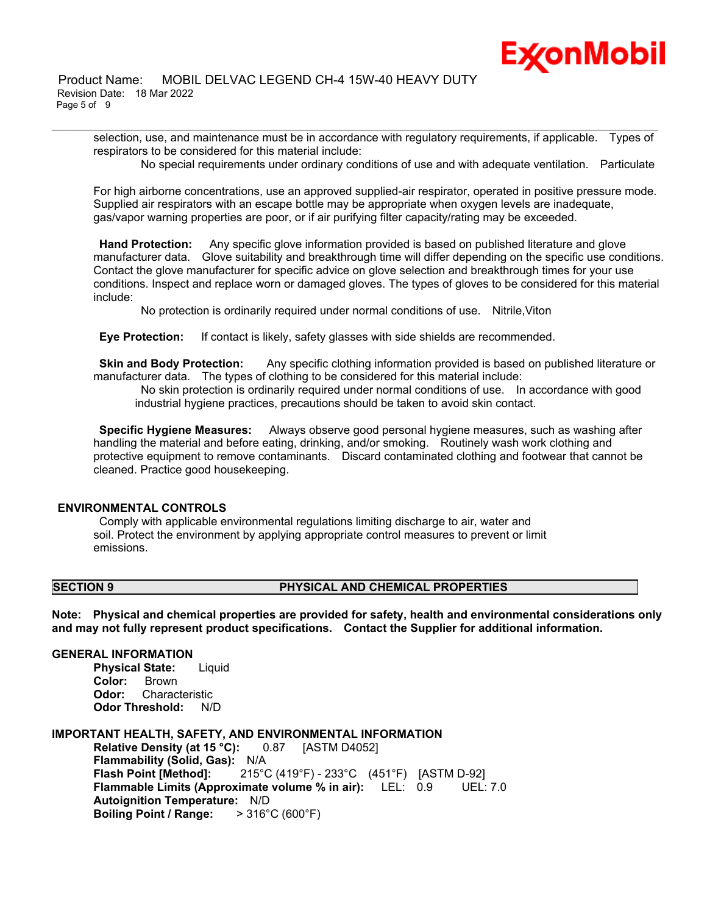selection, use, and maintenance must be in accordance with regulatory requirements, if applicable. Types of respirators to be considered for this material include:

No special requirements under ordinary conditions of use and with adequate ventilation. Particulate

For high airborne concentrations, use an approved supplied-air respirator, operated in positive pressure mode. Supplied air respirators with an escape bottle may be appropriate when oxygen levels are inadequate, gas/vapor warning properties are poor, or if air purifying filter capacity/rating may be exceeded.

**Hand Protection:** Any specific glove information provided is based on published literature and glove manufacturer data. Glove suitability and breakthrough time will differ depending on the specific use conditions. Contact the glove manufacturer for specific advice on glove selection and breakthrough times for your use conditions. Inspect and replace worn or damaged gloves. The types of gloves to be considered for this material include:

No protection is ordinarily required under normal conditions of use. Nitrile,Viton

**Eye Protection:** If contact is likely, safety glasses with side shields are recommended.

**Skin and Body Protection:** Any specific clothing information provided is based on published literature or manufacturer data. The types of clothing to be considered for this material include:

No skin protection is ordinarily required under normal conditions of use. In accordance with good industrial hygiene practices, precautions should be taken to avoid skin contact.

**Specific Hygiene Measures:** Always observe good personal hygiene measures, such as washing after handling the material and before eating, drinking, and/or smoking. Routinely wash work clothing and protective equipment to remove contaminants. Discard contaminated clothing and footwear that cannot be cleaned. Practice good housekeeping.

### ENVIRONMENTAL CONTROLS

Comply with applicable environmental regulations limiting discharge to air, water and soil. Protect the environment by applying appropriate control measures to prevent or limit emissions.

## SECTION 9 PHYSICAL AND CHEMICAL PROPERTIES

**Note: Physical and chemical properties are provided for safety, health and environmental considerations only and may not fully represent product specifications. Contact the Supplier for additional information.**

### GENERAL INFORMATION

**Physical State:** Liquid
**Color:** Brown
**Odor:** Characteristic
**Odor Threshold:** N/D

### IMPORTANT HEALTH, SAFETY, AND ENVIRONMENTAL INFORMATION

**Relative Density (at 15 °C):** 0.87 [ASTM D4052]
**Flammability (Solid, Gas):** N/A
**Flash Point [Method]:** 215°C (419°F) - 233°C (451°F) [ASTM D-92]
**Flammable Limits (Approximate volume % in air):** LEL: 0.9 UEL: 7.0
**Autoignition Temperature:** N/D
**Boiling Point / Range:** > 316°C (600°F)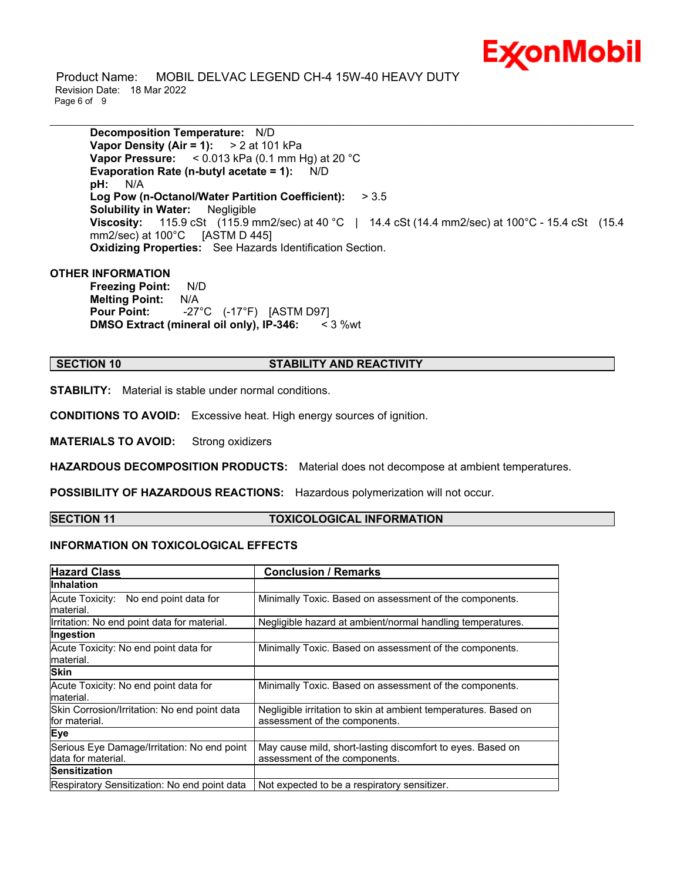**Decomposition Temperature:** N/D
**Vapor Density (Air = 1):** > 2 at 101 kPa
**Vapor Pressure:** < 0.013 kPa (0.1 mm Hg) at 20 °C
**Evaporation Rate (n-butyl acetate = 1):** N/D
**pH:** N/A
**Log Pow (n-Octanol/Water Partition Coefficient):** > 3.5
**Solubility in Water:** Negligible
**Viscosity:** 115.9 cSt (115.9 mm2/sec) at 40 °C | 14.4 cSt (14.4 mm2/sec) at 100°C - 15.4 cSt (15.4 mm2/sec) at 100°C [ASTM D 445]
**Oxidizing Properties:** See Hazards Identification Section.

## OTHER INFORMATION

**Freezing Point:** N/D
**Melting Point:** N/A
**Pour Point:** -27°C (-17°F) [ASTM D97]
**DMSO Extract (mineral oil only), IP-346:** < 3 %wt

## SECTION 10 STABILITY AND REACTIVITY

**STABILITY:** Material is stable under normal conditions.

**CONDITIONS TO AVOID:** Excessive heat. High energy sources of ignition.

**MATERIALS TO AVOID:** Strong oxidizers

**HAZARDOUS DECOMPOSITION PRODUCTS:** Material does not decompose at ambient temperatures.

**POSSIBILITY OF HAZARDOUS REACTIONS:** Hazardous polymerization will not occur.

## SECTION 11 TOXICOLOGICAL INFORMATION

### INFORMATION ON TOXICOLOGICAL EFFECTS

| Hazard Class | Conclusion / Remarks |
|---|---|
| **Inhalation** | |
| Acute Toxicity: No end point data for material. | Minimally Toxic. Based on assessment of the components. |
| Irritation: No end point data for material. | Negligible hazard at ambient/normal handling temperatures. |
| **Ingestion** | |
| Acute Toxicity: No end point data for material. | Minimally Toxic. Based on assessment of the components. |
| **Skin** | |
| Acute Toxicity: No end point data for material. | Minimally Toxic. Based on assessment of the components. |
| Skin Corrosion/Irritation: No end point data for material. | Negligible irritation to skin at ambient temperatures. Based on assessment of the components. |
| **Eye** | |
| Serious Eye Damage/Irritation: No end point data for material. | May cause mild, short-lasting discomfort to eyes. Based on assessment of the components. |
| **Sensitization** | |
| Respiratory Sensitization: No end point data | Not expected to be a respiratory sensitizer. |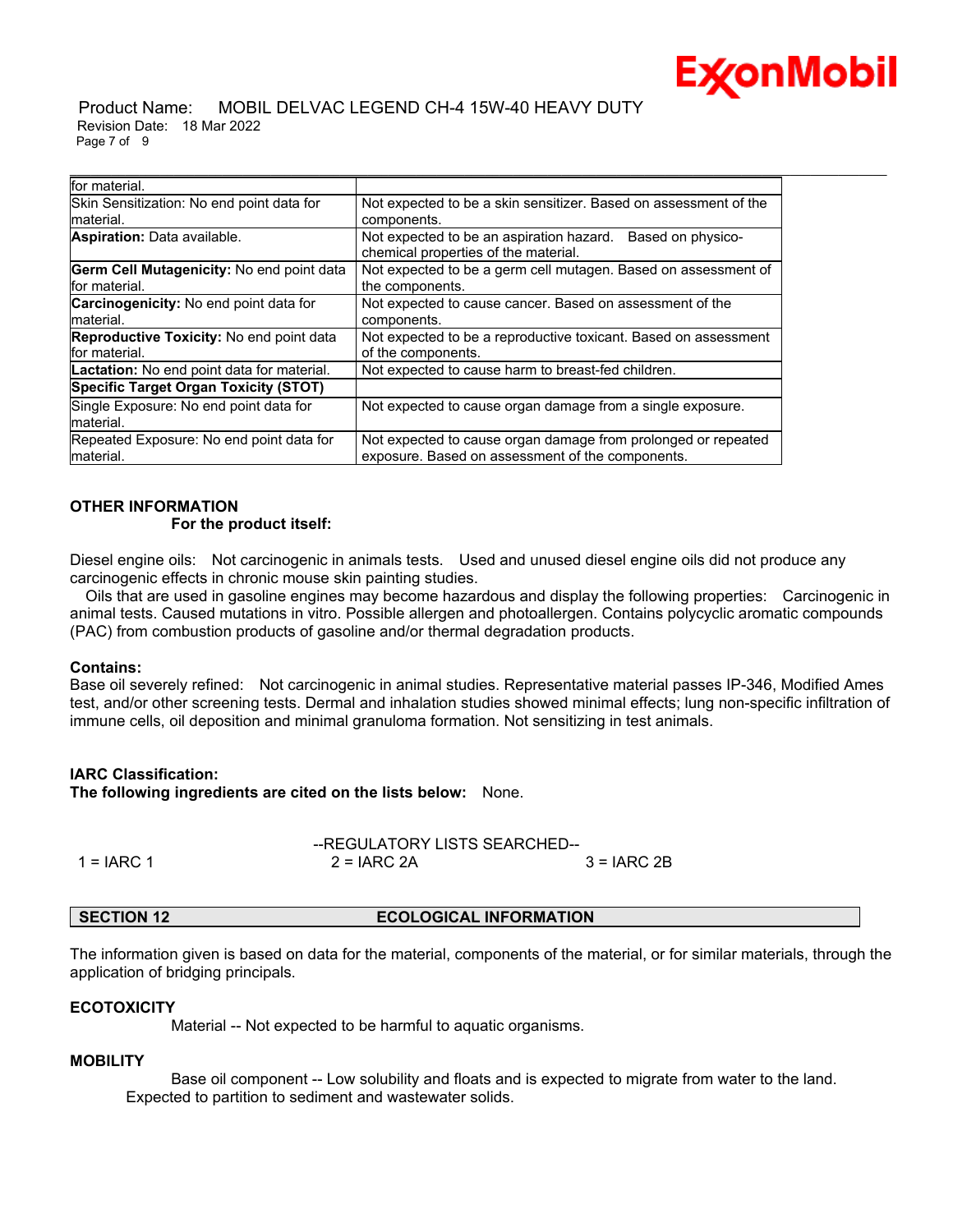| | |
|---|---|
| for material. | |
| Skin Sensitization: No end point data for material. | Not expected to be a skin sensitizer. Based on assessment of the components. |
| **Aspiration:** Data available. | Not expected to be an aspiration hazard. Based on physico-chemical properties of the material. |
| **Germ Cell Mutagenicity:** No end point data for material. | Not expected to be a germ cell mutagen. Based on assessment of the components. |
| **Carcinogenicity:** No end point data for material. | Not expected to cause cancer. Based on assessment of the components. |
| **Reproductive Toxicity:** No end point data for material. | Not expected to be a reproductive toxicant. Based on assessment of the components. |
| **Lactation:** No end point data for material. | Not expected to cause harm to breast-fed children. |
| **Specific Target Organ Toxicity (STOT)** | |
| Single Exposure: No end point data for material. | Not expected to cause organ damage from a single exposure. |
| Repeated Exposure: No end point data for material. | Not expected to cause organ damage from prolonged or repeated exposure. Based on assessment of the components. |

**OTHER INFORMATION**

**For the product itself:**

Diesel engine oils: Not carcinogenic in animals tests. Used and unused diesel engine oils did not produce any carcinogenic effects in chronic mouse skin painting studies.

Oils that are used in gasoline engines may become hazardous and display the following properties: Carcinogenic in animal tests. Caused mutations in vitro. Possible allergen and photoallergen. Contains polycyclic aromatic compounds (PAC) from combustion products of gasoline and/or thermal degradation products.

**Contains:**

Base oil severely refined: Not carcinogenic in animal studies. Representative material passes IP-346, Modified Ames test, and/or other screening tests. Dermal and inhalation studies showed minimal effects; lung non-specific infiltration of immune cells, oil deposition and minimal granuloma formation. Not sensitizing in test animals.

**IARC Classification:**

**The following ingredients are cited on the lists below:** None.

--REGULATORY LISTS SEARCHED--

1 = IARC 1 | 2 = IARC 2A | 3 = IARC 2B

## SECTION 12 ECOLOGICAL INFORMATION

The information given is based on data for the material, components of the material, or for similar materials, through the application of bridging principals.

**ECOTOXICITY**

Material -- Not expected to be harmful to aquatic organisms.

**MOBILITY**

Base oil component -- Low solubility and floats and is expected to migrate from water to the land. Expected to partition to sediment and wastewater solids.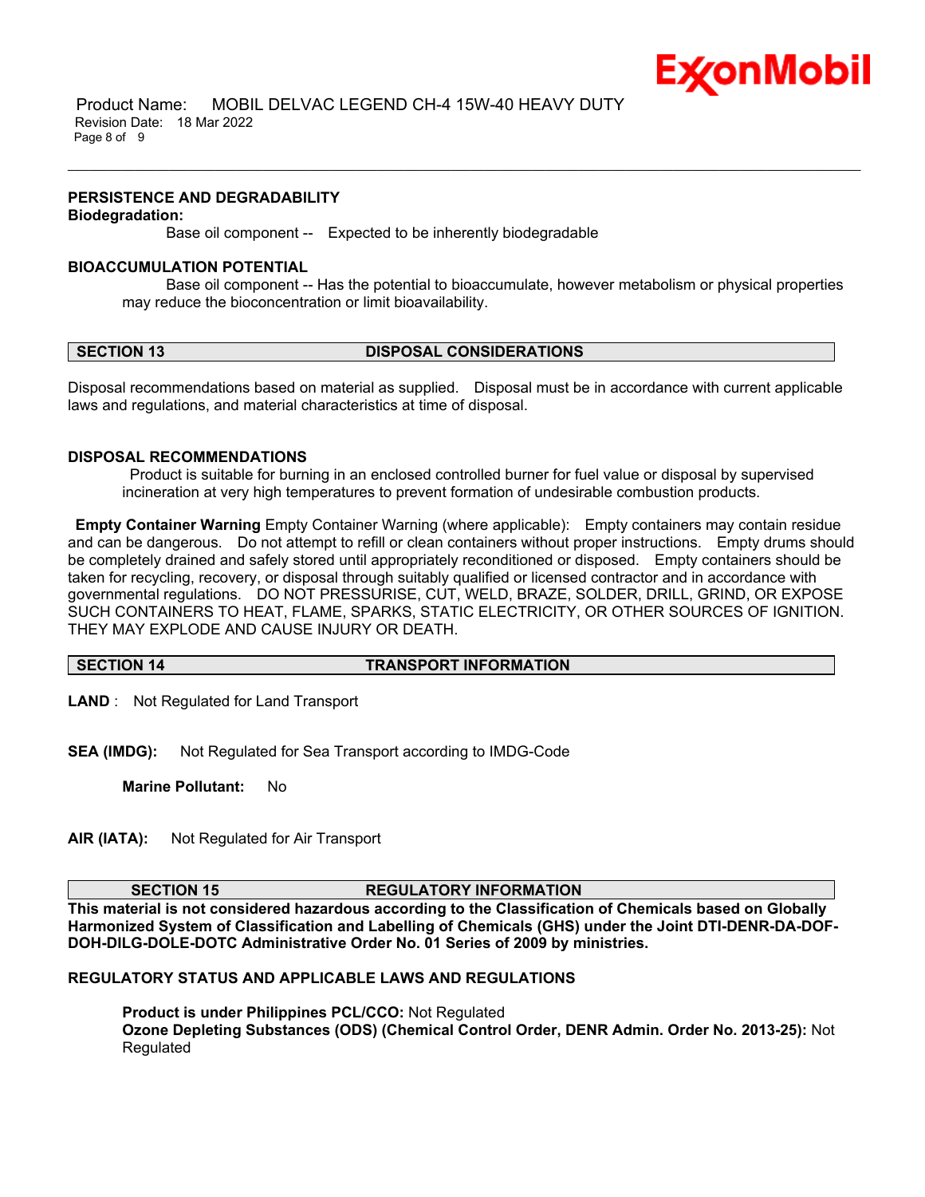### PERSISTENCE AND DEGRADABILITY

**Biodegradation:**

Base oil component -- Expected to be inherently biodegradable

### BIOACCUMULATION POTENTIAL

Base oil component -- Has the potential to bioaccumulate, however metabolism or physical properties may reduce the bioconcentration or limit bioavailability.

## SECTION 13 DISPOSAL CONSIDERATIONS

Disposal recommendations based on material as supplied. Disposal must be in accordance with current applicable laws and regulations, and material characteristics at time of disposal.

### DISPOSAL RECOMMENDATIONS

Product is suitable for burning in an enclosed controlled burner for fuel value or disposal by supervised incineration at very high temperatures to prevent formation of undesirable combustion products.

**Empty Container Warning** Empty Container Warning (where applicable): Empty containers may contain residue and can be dangerous. Do not attempt to refill or clean containers without proper instructions. Empty drums should be completely drained and safely stored until appropriately reconditioned or disposed. Empty containers should be taken for recycling, recovery, or disposal through suitably qualified or licensed contractor and in accordance with governmental regulations. DO NOT PRESSURISE, CUT, WELD, BRAZE, SOLDER, DRILL, GRIND, OR EXPOSE SUCH CONTAINERS TO HEAT, FLAME, SPARKS, STATIC ELECTRICITY, OR OTHER SOURCES OF IGNITION. THEY MAY EXPLODE AND CAUSE INJURY OR DEATH.

## SECTION 14 TRANSPORT INFORMATION

**LAND** : Not Regulated for Land Transport

**SEA (IMDG):** Not Regulated for Sea Transport according to IMDG-Code

**Marine Pollutant:** No

**AIR (IATA):** Not Regulated for Air Transport

## SECTION 15 REGULATORY INFORMATION

**This material is not considered hazardous according to the Classification of Chemicals based on Globally Harmonized System of Classification and Labelling of Chemicals (GHS) under the Joint DTI-DENR-DA-DOF-DOH-DILG-DOLE-DOTC Administrative Order No. 01 Series of 2009 by ministries.**

### REGULATORY STATUS AND APPLICABLE LAWS AND REGULATIONS

**Product is under Philippines PCL/CCO:** Not Regulated
**Ozone Depleting Substances (ODS) (Chemical Control Order, DENR Admin. Order No. 2013-25):** Not Regulated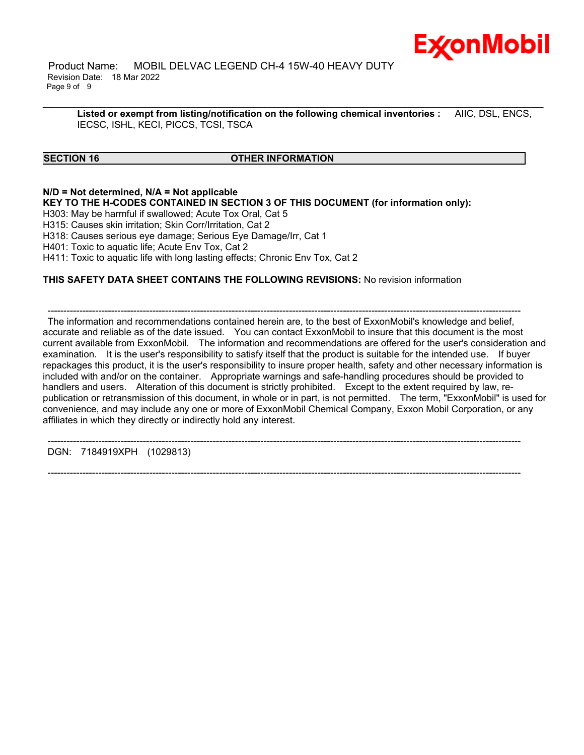**Listed or exempt from listing/notification on the following chemical inventories :** AIIC, DSL, ENCS, IECSC, ISHL, KECI, PICCS, TCSI, TSCA

## SECTION 16 OTHER INFORMATION

**N/D = Not determined, N/A = Not applicable**

**KEY TO THE H-CODES CONTAINED IN SECTION 3 OF THIS DOCUMENT (for information only):**

H303: May be harmful if swallowed; Acute Tox Oral, Cat 5
H315: Causes skin irritation; Skin Corr/Irritation, Cat 2
H318: Causes serious eye damage; Serious Eye Damage/Irr, Cat 1
H401: Toxic to aquatic life; Acute Env Tox, Cat 2
H411: Toxic to aquatic life with long lasting effects; Chronic Env Tox, Cat 2

**THIS SAFETY DATA SHEET CONTAINS THE FOLLOWING REVISIONS:** No revision information

---

The information and recommendations contained herein are, to the best of ExxonMobil's knowledge and belief, accurate and reliable as of the date issued. You can contact ExxonMobil to insure that this document is the most current available from ExxonMobil. The information and recommendations are offered for the user's consideration and examination. It is the user's responsibility to satisfy itself that the product is suitable for the intended use. If buyer repackages this product, it is the user's responsibility to insure proper health, safety and other necessary information is included with and/or on the container. Appropriate warnings and safe-handling procedures should be provided to handlers and users. Alteration of this document is strictly prohibited. Except to the extent required by law, re-publication or retransmission of this document, in whole or in part, is not permitted. The term, "ExxonMobil" is used for convenience, and may include any one or more of ExxonMobil Chemical Company, Exxon Mobil Corporation, or any affiliates in which they directly or indirectly hold any interest.

---

DGN: 7184919XPH (1029813)

---